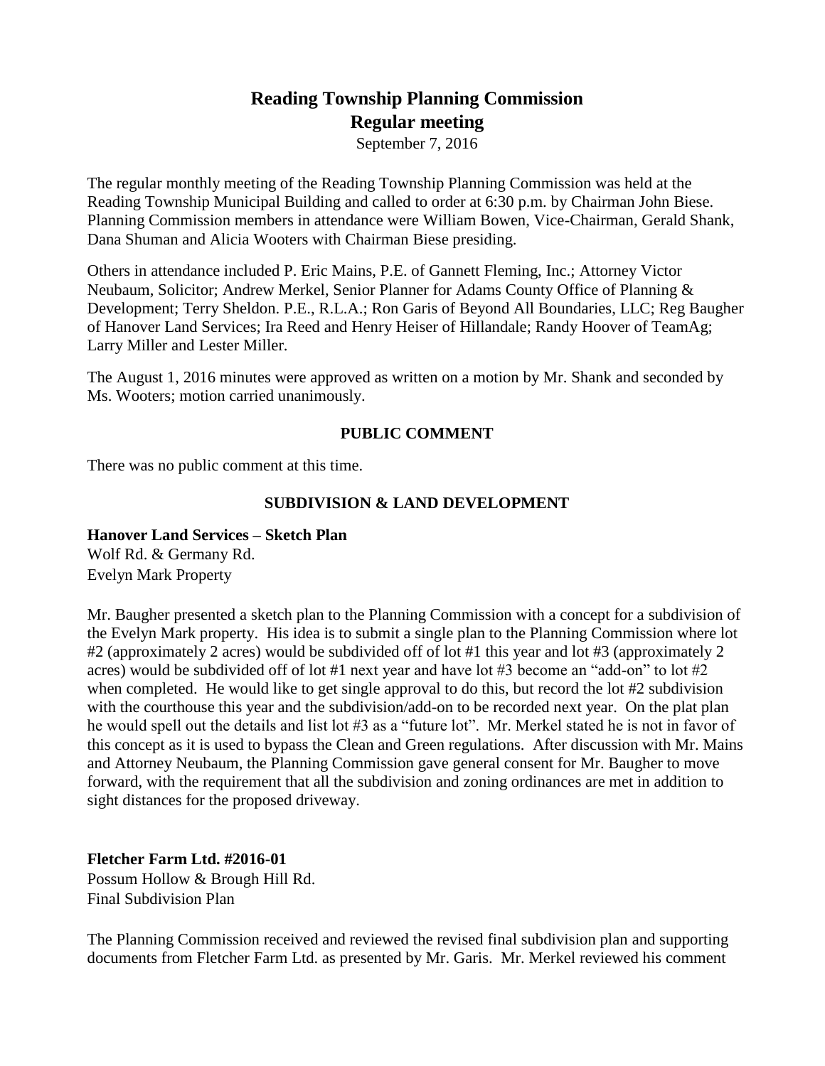# Reading Township Planning Commission
## Regular meeting

September 7, 2016

The regular monthly meeting of the Reading Township Planning Commission was held at the Reading Township Municipal Building and called to order at 6:30 p.m. by Chairman John Biese. Planning Commission members in attendance were William Bowen, Vice-Chairman, Gerald Shank, Dana Shuman and Alicia Wooters with Chairman Biese presiding.

Others in attendance included P. Eric Mains, P.E. of Gannett Fleming, Inc.; Attorney Victor Neubaum, Solicitor; Andrew Merkel, Senior Planner for Adams County Office of Planning & Development; Terry Sheldon. P.E., R.L.A.; Ron Garis of Beyond All Boundaries, LLC; Reg Baugher of Hanover Land Services; Ira Reed and Henry Heiser of Hillandale; Randy Hoover of TeamAg; Larry Miller and Lester Miller.

The August 1, 2016 minutes were approved as written on a motion by Mr. Shank and seconded by Ms. Wooters; motion carried unanimously.

### PUBLIC COMMENT

There was no public comment at this time.

### SUBDIVISION & LAND DEVELOPMENT

**Hanover Land Services – Sketch Plan**
Wolf Rd. & Germany Rd.
Evelyn Mark Property

Mr. Baugher presented a sketch plan to the Planning Commission with a concept for a subdivision of the Evelyn Mark property. His idea is to submit a single plan to the Planning Commission where lot #2 (approximately 2 acres) would be subdivided off of lot #1 this year and lot #3 (approximately 2 acres) would be subdivided off of lot #1 next year and have lot #3 become an "add-on" to lot #2 when completed. He would like to get single approval to do this, but record the lot #2 subdivision with the courthouse this year and the subdivision/add-on to be recorded next year. On the plat plan he would spell out the details and list lot #3 as a "future lot". Mr. Merkel stated he is not in favor of this concept as it is used to bypass the Clean and Green regulations. After discussion with Mr. Mains and Attorney Neubaum, the Planning Commission gave general consent for Mr. Baugher to move forward, with the requirement that all the subdivision and zoning ordinances are met in addition to sight distances for the proposed driveway.

**Fletcher Farm Ltd. #2016-01**
Possum Hollow & Brough Hill Rd.
Final Subdivision Plan

The Planning Commission received and reviewed the revised final subdivision plan and supporting documents from Fletcher Farm Ltd. as presented by Mr. Garis. Mr. Merkel reviewed his comment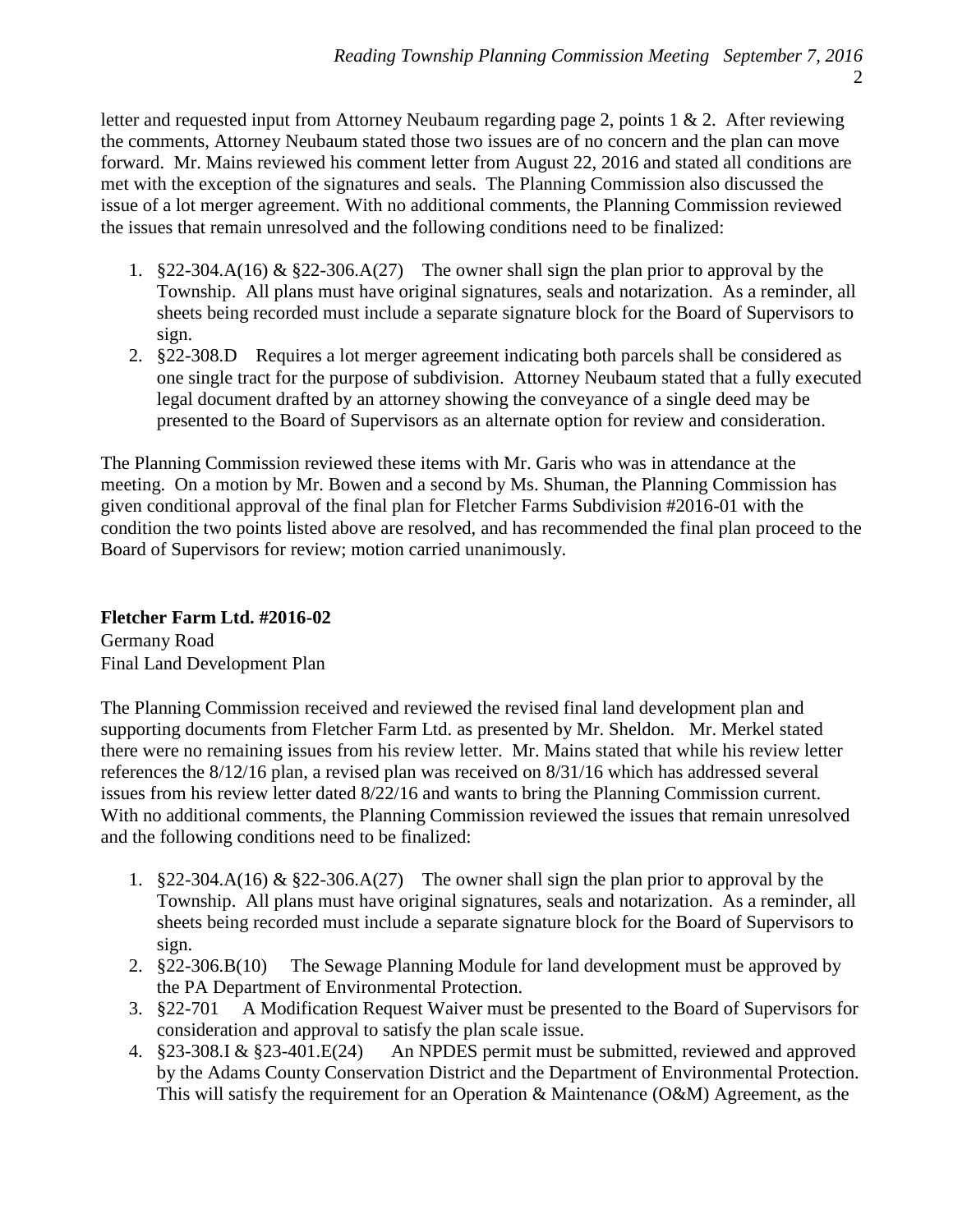letter and requested input from Attorney Neubaum regarding page 2, points 1 & 2. After reviewing the comments, Attorney Neubaum stated those two issues are of no concern and the plan can move forward. Mr. Mains reviewed his comment letter from August 22, 2016 and stated all conditions are met with the exception of the signatures and seals. The Planning Commission also discussed the issue of a lot merger agreement. With no additional comments, the Planning Commission reviewed the issues that remain unresolved and the following conditions need to be finalized:

1. §22-304.A(16) & §22-306.A(27) The owner shall sign the plan prior to approval by the Township. All plans must have original signatures, seals and notarization. As a reminder, all sheets being recorded must include a separate signature block for the Board of Supervisors to sign.
2. §22-308.D Requires a lot merger agreement indicating both parcels shall be considered as one single tract for the purpose of subdivision. Attorney Neubaum stated that a fully executed legal document drafted by an attorney showing the conveyance of a single deed may be presented to the Board of Supervisors as an alternate option for review and consideration.

The Planning Commission reviewed these items with Mr. Garis who was in attendance at the meeting. On a motion by Mr. Bowen and a second by Ms. Shuman, the Planning Commission has given conditional approval of the final plan for Fletcher Farms Subdivision #2016-01 with the condition the two points listed above are resolved, and has recommended the final plan proceed to the Board of Supervisors for review; motion carried unanimously.

**Fletcher Farm Ltd. #2016-02**
Germany Road
Final Land Development Plan

The Planning Commission received and reviewed the revised final land development plan and supporting documents from Fletcher Farm Ltd. as presented by Mr. Sheldon. Mr. Merkel stated there were no remaining issues from his review letter. Mr. Mains stated that while his review letter references the 8/12/16 plan, a revised plan was received on 8/31/16 which has addressed several issues from his review letter dated 8/22/16 and wants to bring the Planning Commission current. With no additional comments, the Planning Commission reviewed the issues that remain unresolved and the following conditions need to be finalized:

1. §22-304.A(16) & §22-306.A(27) The owner shall sign the plan prior to approval by the Township. All plans must have original signatures, seals and notarization. As a reminder, all sheets being recorded must include a separate signature block for the Board of Supervisors to sign.
2. §22-306.B(10) The Sewage Planning Module for land development must be approved by the PA Department of Environmental Protection.
3. §22-701 A Modification Request Waiver must be presented to the Board of Supervisors for consideration and approval to satisfy the plan scale issue.
4. §23-308.I & §23-401.E(24) An NPDES permit must be submitted, reviewed and approved by the Adams County Conservation District and the Department of Environmental Protection. This will satisfy the requirement for an Operation & Maintenance (O&M) Agreement, as the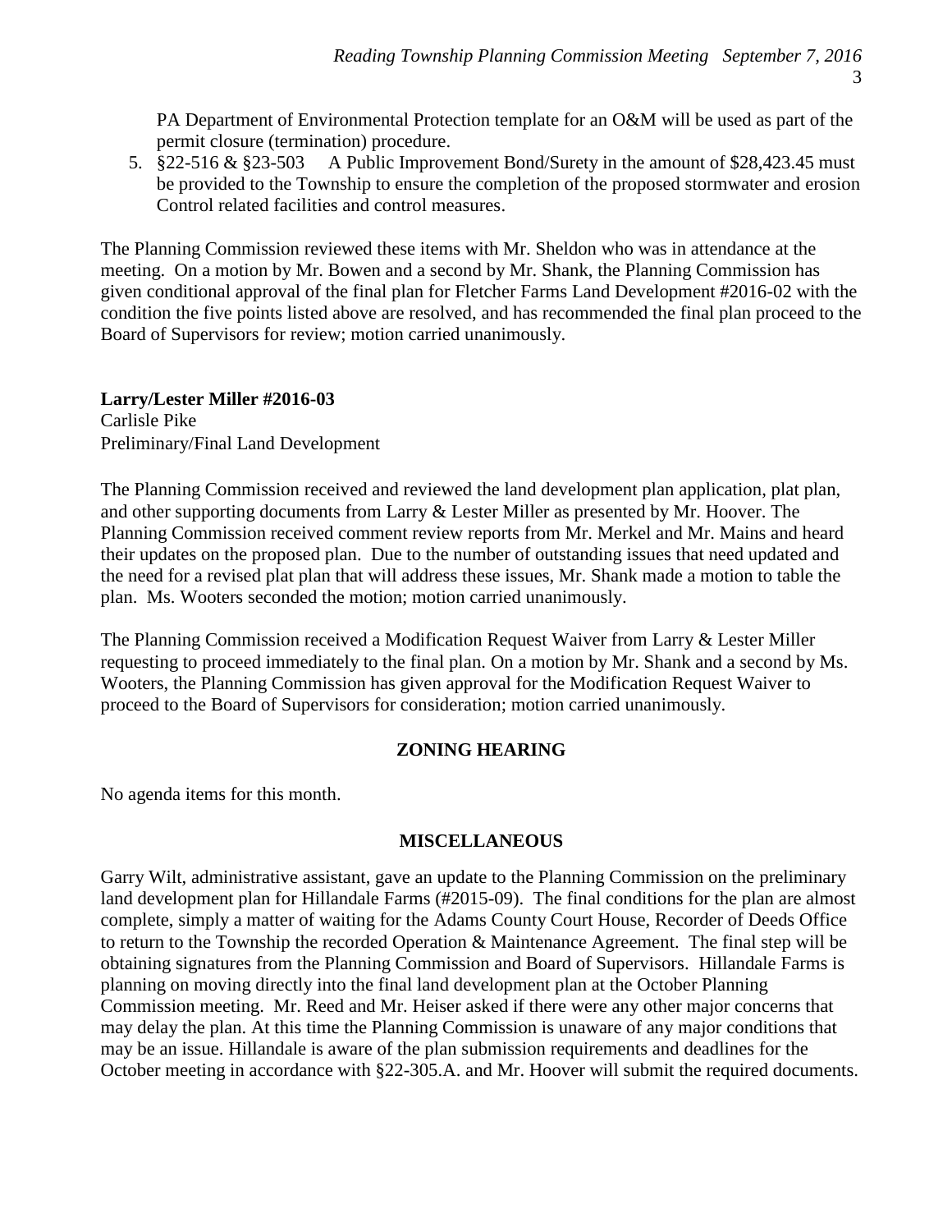PA Department of Environmental Protection template for an O&M will be used as part of the permit closure (termination) procedure.

5. §22-516 & §23-503 A Public Improvement Bond/Surety in the amount of $28,423.45 must be provided to the Township to ensure the completion of the proposed stormwater and erosion Control related facilities and control measures.

The Planning Commission reviewed these items with Mr. Sheldon who was in attendance at the meeting. On a motion by Mr. Bowen and a second by Mr. Shank, the Planning Commission has given conditional approval of the final plan for Fletcher Farms Land Development #2016-02 with the condition the five points listed above are resolved, and has recommended the final plan proceed to the Board of Supervisors for review; motion carried unanimously.

**Larry/Lester Miller #2016-03**
Carlisle Pike
Preliminary/Final Land Development

The Planning Commission received and reviewed the land development plan application, plat plan, and other supporting documents from Larry & Lester Miller as presented by Mr. Hoover. The Planning Commission received comment review reports from Mr. Merkel and Mr. Mains and heard their updates on the proposed plan. Due to the number of outstanding issues that need updated and the need for a revised plat plan that will address these issues, Mr. Shank made a motion to table the plan. Ms. Wooters seconded the motion; motion carried unanimously.

The Planning Commission received a Modification Request Waiver from Larry & Lester Miller requesting to proceed immediately to the final plan. On a motion by Mr. Shank and a second by Ms. Wooters, the Planning Commission has given approval for the Modification Request Waiver to proceed to the Board of Supervisors for consideration; motion carried unanimously.

## ZONING HEARING

No agenda items for this month.

## MISCELLANEOUS

Garry Wilt, administrative assistant, gave an update to the Planning Commission on the preliminary land development plan for Hillandale Farms (#2015-09). The final conditions for the plan are almost complete, simply a matter of waiting for the Adams County Court House, Recorder of Deeds Office to return to the Township the recorded Operation & Maintenance Agreement. The final step will be obtaining signatures from the Planning Commission and Board of Supervisors. Hillandale Farms is planning on moving directly into the final land development plan at the October Planning Commission meeting. Mr. Reed and Mr. Heiser asked if there were any other major concerns that may delay the plan. At this time the Planning Commission is unaware of any major conditions that may be an issue. Hillandale is aware of the plan submission requirements and deadlines for the October meeting in accordance with §22-305.A. and Mr. Hoover will submit the required documents.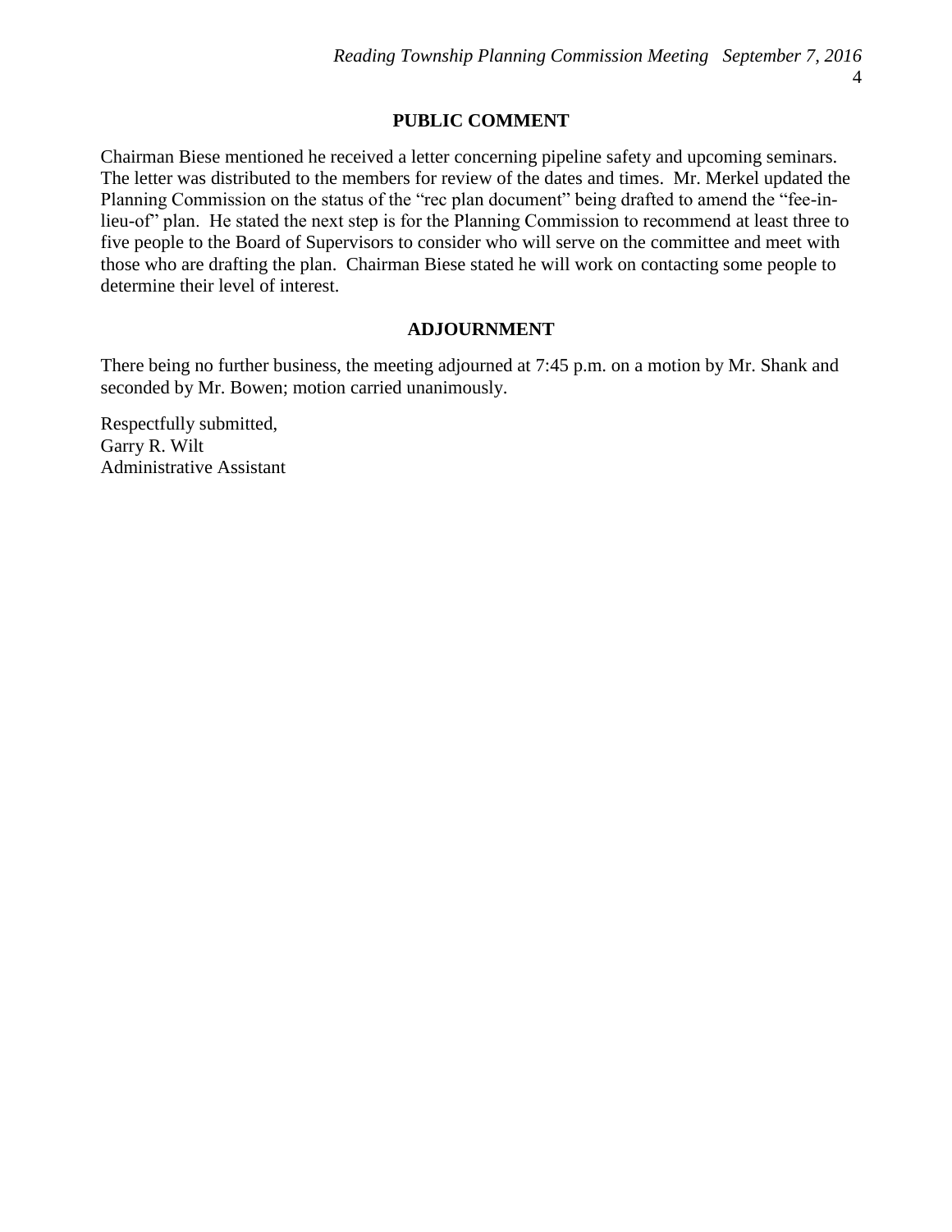## PUBLIC COMMENT

Chairman Biese mentioned he received a letter concerning pipeline safety and upcoming seminars. The letter was distributed to the members for review of the dates and times. Mr. Merkel updated the Planning Commission on the status of the "rec plan document" being drafted to amend the "fee-in-lieu-of" plan. He stated the next step is for the Planning Commission to recommend at least three to five people to the Board of Supervisors to consider who will serve on the committee and meet with those who are drafting the plan. Chairman Biese stated he will work on contacting some people to determine their level of interest.

## ADJOURNMENT

There being no further business, the meeting adjourned at 7:45 p.m. on a motion by Mr. Shank and seconded by Mr. Bowen; motion carried unanimously.

Respectfully submitted,
Garry R. Wilt
Administrative Assistant